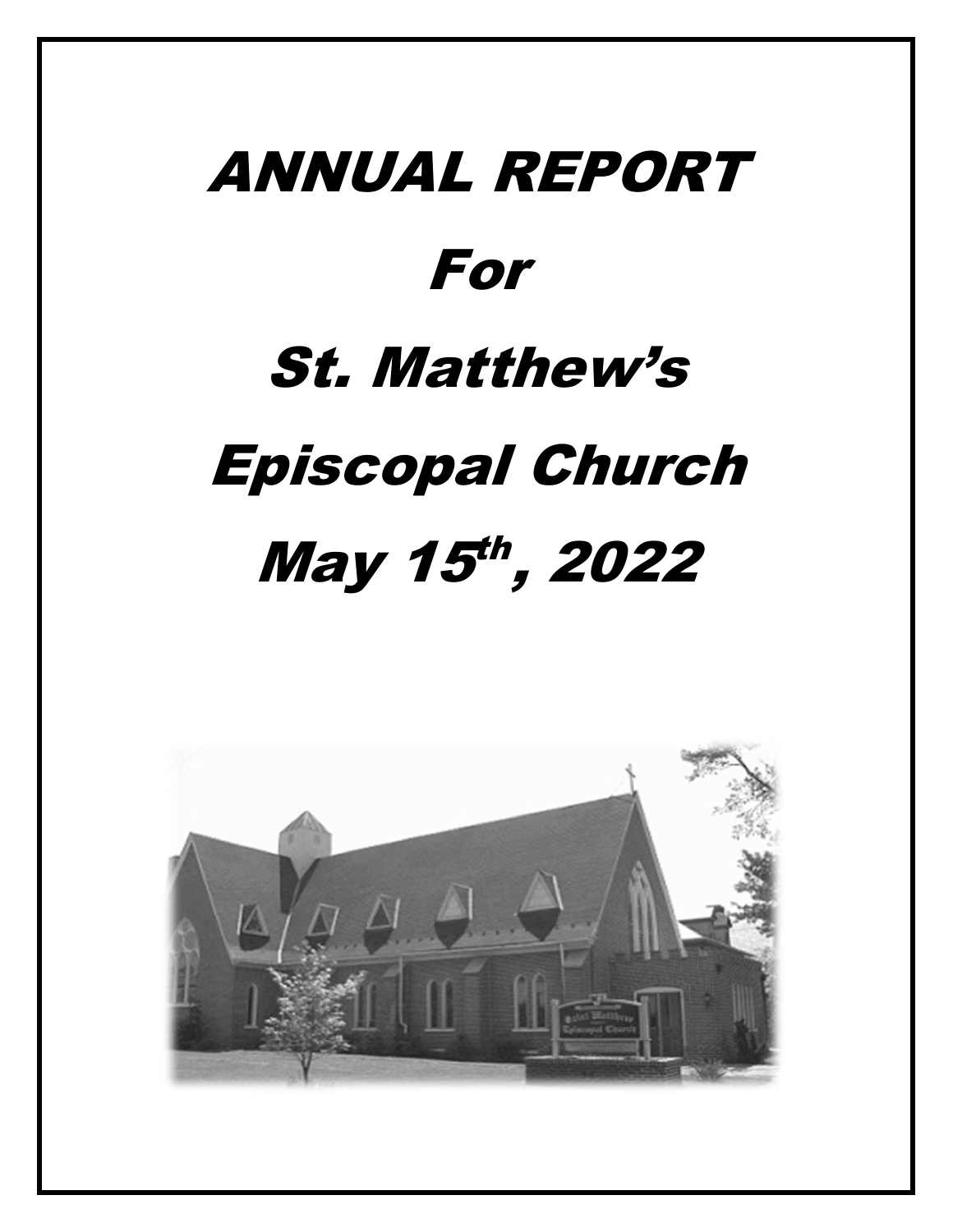# ANNUAL REPORT

# For

# St. Matthew's

# Episcopal Church

# May 15th, 2022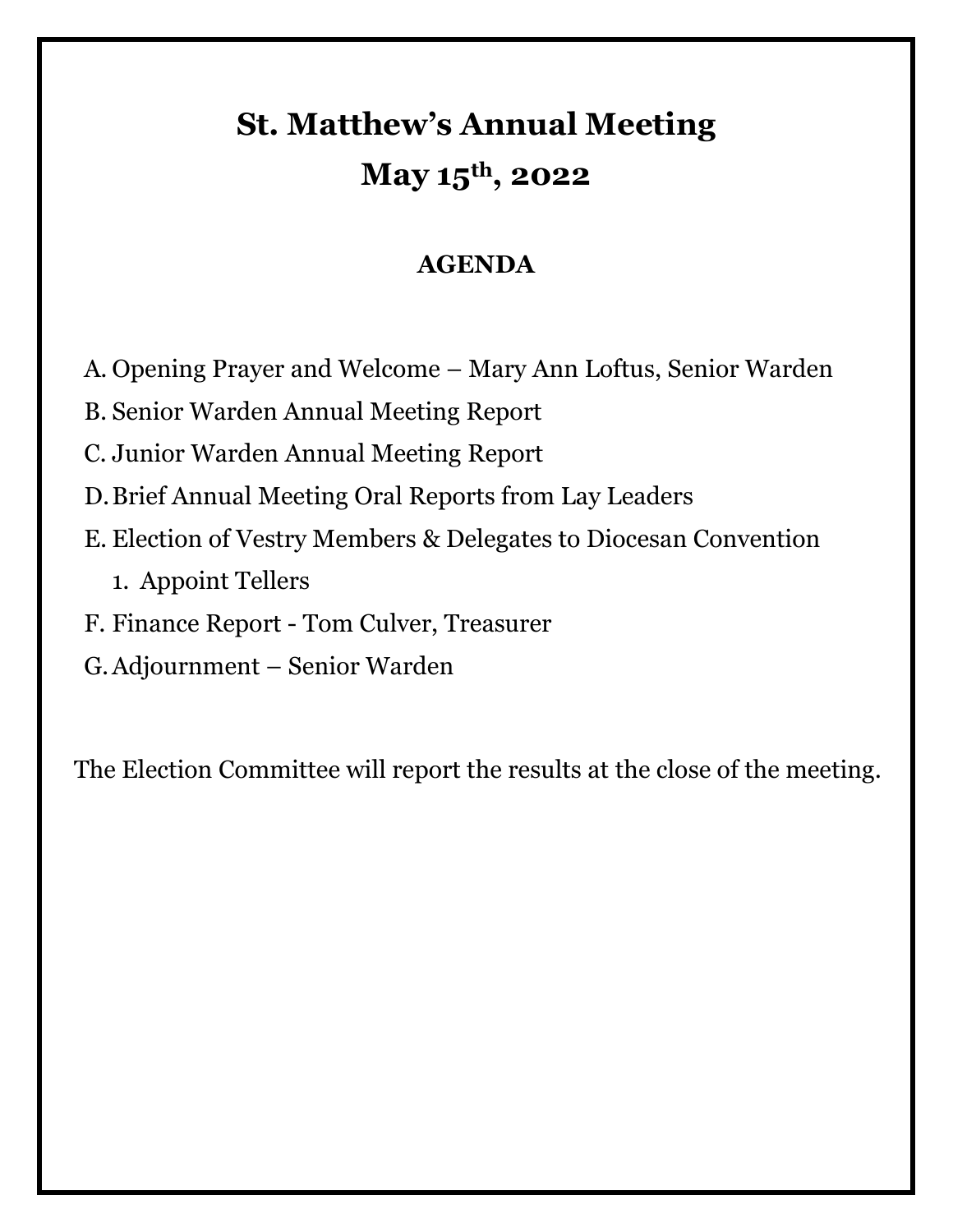# St. Matthew's Annual Meeting
# May 15th, 2022

## AGENDA

A. Opening Prayer and Welcome – Mary Ann Loftus, Senior Warden
B. Senior Warden Annual Meeting Report
C. Junior Warden Annual Meeting Report
D. Brief Annual Meeting Oral Reports from Lay Leaders
E. Election of Vestry Members & Delegates to Diocesan Convention
   1. Appoint Tellers
F. Finance Report - Tom Culver, Treasurer
G. Adjournment – Senior Warden

The Election Committee will report the results at the close of the meeting.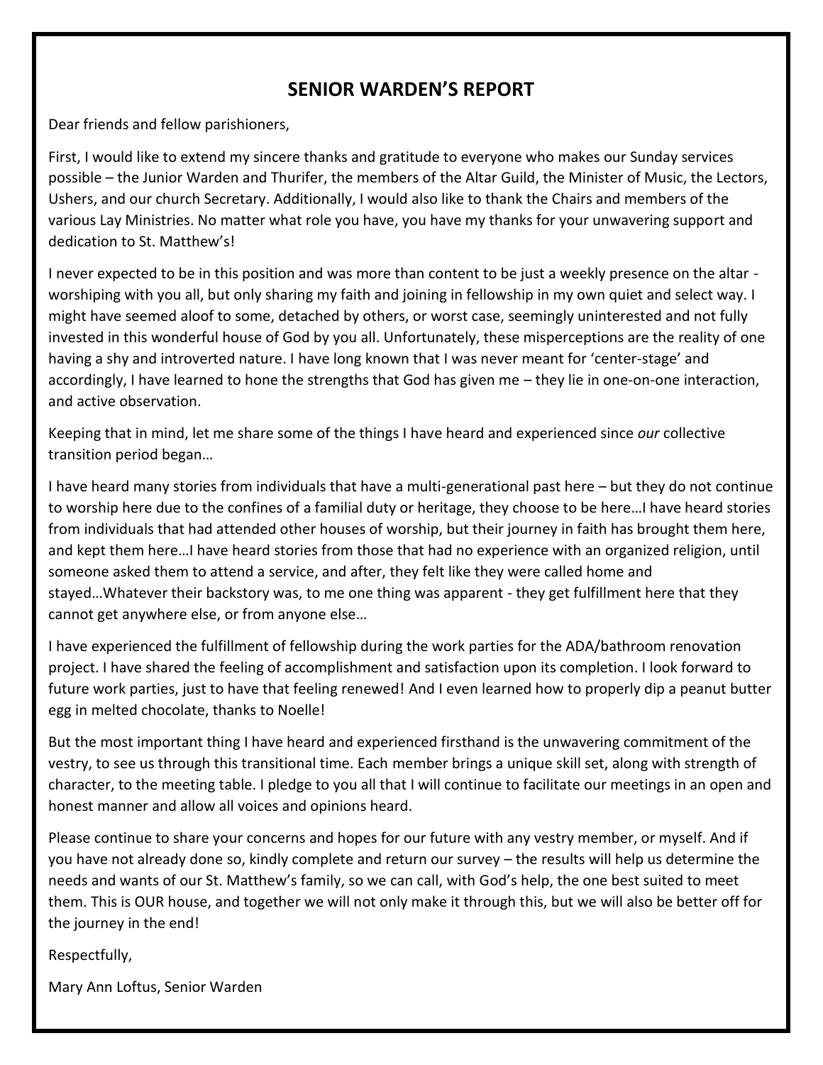# SENIOR WARDEN'S REPORT

Dear friends and fellow parishioners,

First, I would like to extend my sincere thanks and gratitude to everyone who makes our Sunday services possible – the Junior Warden and Thurifer, the members of the Altar Guild, the Minister of Music, the Lectors, Ushers, and our church Secretary. Additionally, I would also like to thank the Chairs and members of the various Lay Ministries. No matter what role you have, you have my thanks for your unwavering support and dedication to St. Matthew's!

I never expected to be in this position and was more than content to be just a weekly presence on the altar - worshiping with you all, but only sharing my faith and joining in fellowship in my own quiet and select way. I might have seemed aloof to some, detached by others, or worst case, seemingly uninterested and not fully invested in this wonderful house of God by you all. Unfortunately, these misperceptions are the reality of one having a shy and introverted nature. I have long known that I was never meant for 'center-stage' and accordingly, I have learned to hone the strengths that God has given me – they lie in one-on-one interaction, and active observation.

Keeping that in mind, let me share some of the things I have heard and experienced since *our* collective transition period began…

I have heard many stories from individuals that have a multi-generational past here – but they do not continue to worship here due to the confines of a familial duty or heritage, they choose to be here…I have heard stories from individuals that had attended other houses of worship, but their journey in faith has brought them here, and kept them here…I have heard stories from those that had no experience with an organized religion, until someone asked them to attend a service, and after, they felt like they were called home and stayed…Whatever their backstory was, to me one thing was apparent - they get fulfillment here that they cannot get anywhere else, or from anyone else…

I have experienced the fulfillment of fellowship during the work parties for the ADA/bathroom renovation project. I have shared the feeling of accomplishment and satisfaction upon its completion. I look forward to future work parties, just to have that feeling renewed! And I even learned how to properly dip a peanut butter egg in melted chocolate, thanks to Noelle!

But the most important thing I have heard and experienced firsthand is the unwavering commitment of the vestry, to see us through this transitional time. Each member brings a unique skill set, along with strength of character, to the meeting table. I pledge to you all that I will continue to facilitate our meetings in an open and honest manner and allow all voices and opinions heard.

Please continue to share your concerns and hopes for our future with any vestry member, or myself. And if you have not already done so, kindly complete and return our survey – the results will help us determine the needs and wants of our St. Matthew's family, so we can call, with God's help, the one best suited to meet them. This is OUR house, and together we will not only make it through this, but we will also be better off for the journey in the end!

Respectfully,

Mary Ann Loftus, Senior Warden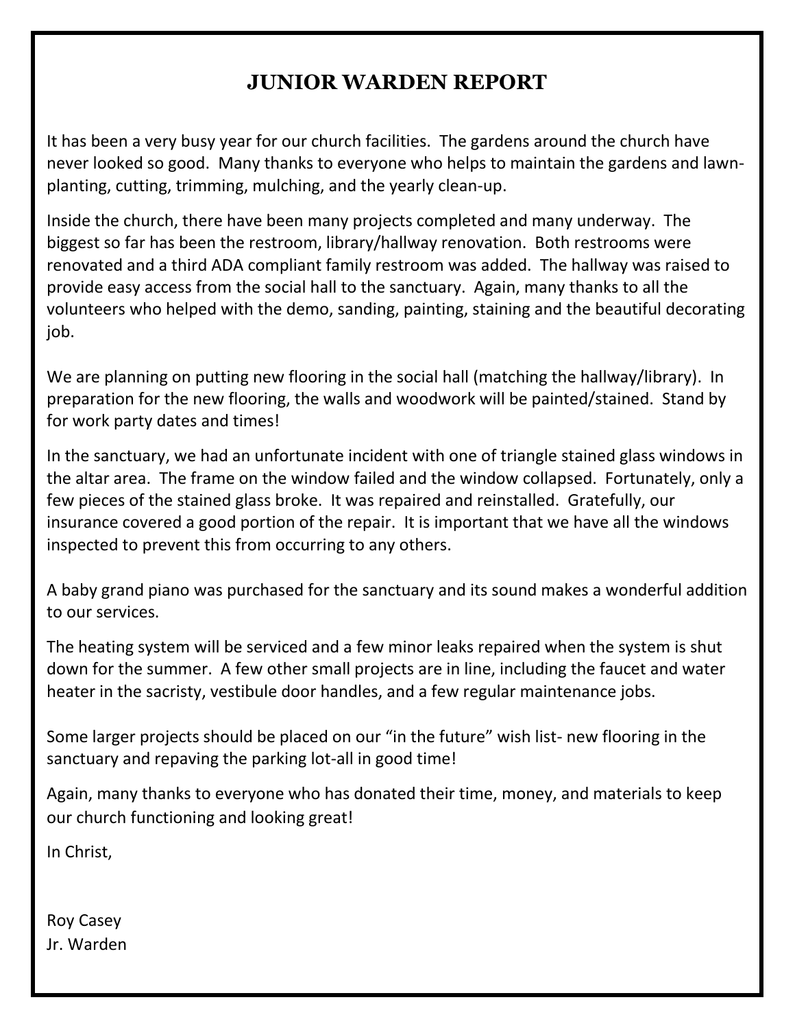# JUNIOR WARDEN REPORT

It has been a very busy year for our church facilities. The gardens around the church have never looked so good. Many thanks to everyone who helps to maintain the gardens and lawn-planting, cutting, trimming, mulching, and the yearly clean-up.

Inside the church, there have been many projects completed and many underway. The biggest so far has been the restroom, library/hallway renovation. Both restrooms were renovated and a third ADA compliant family restroom was added. The hallway was raised to provide easy access from the social hall to the sanctuary. Again, many thanks to all the volunteers who helped with the demo, sanding, painting, staining and the beautiful decorating job.

We are planning on putting new flooring in the social hall (matching the hallway/library). In preparation for the new flooring, the walls and woodwork will be painted/stained. Stand by for work party dates and times!

In the sanctuary, we had an unfortunate incident with one of triangle stained glass windows in the altar area. The frame on the window failed and the window collapsed. Fortunately, only a few pieces of the stained glass broke. It was repaired and reinstalled. Gratefully, our insurance covered a good portion of the repair. It is important that we have all the windows inspected to prevent this from occurring to any others.

A baby grand piano was purchased for the sanctuary and its sound makes a wonderful addition to our services.

The heating system will be serviced and a few minor leaks repaired when the system is shut down for the summer. A few other small projects are in line, including the faucet and water heater in the sacristy, vestibule door handles, and a few regular maintenance jobs.

Some larger projects should be placed on our "in the future" wish list- new flooring in the sanctuary and repaving the parking lot-all in good time!

Again, many thanks to everyone who has donated their time, money, and materials to keep our church functioning and looking great!

In Christ,

Roy Casey
Jr. Warden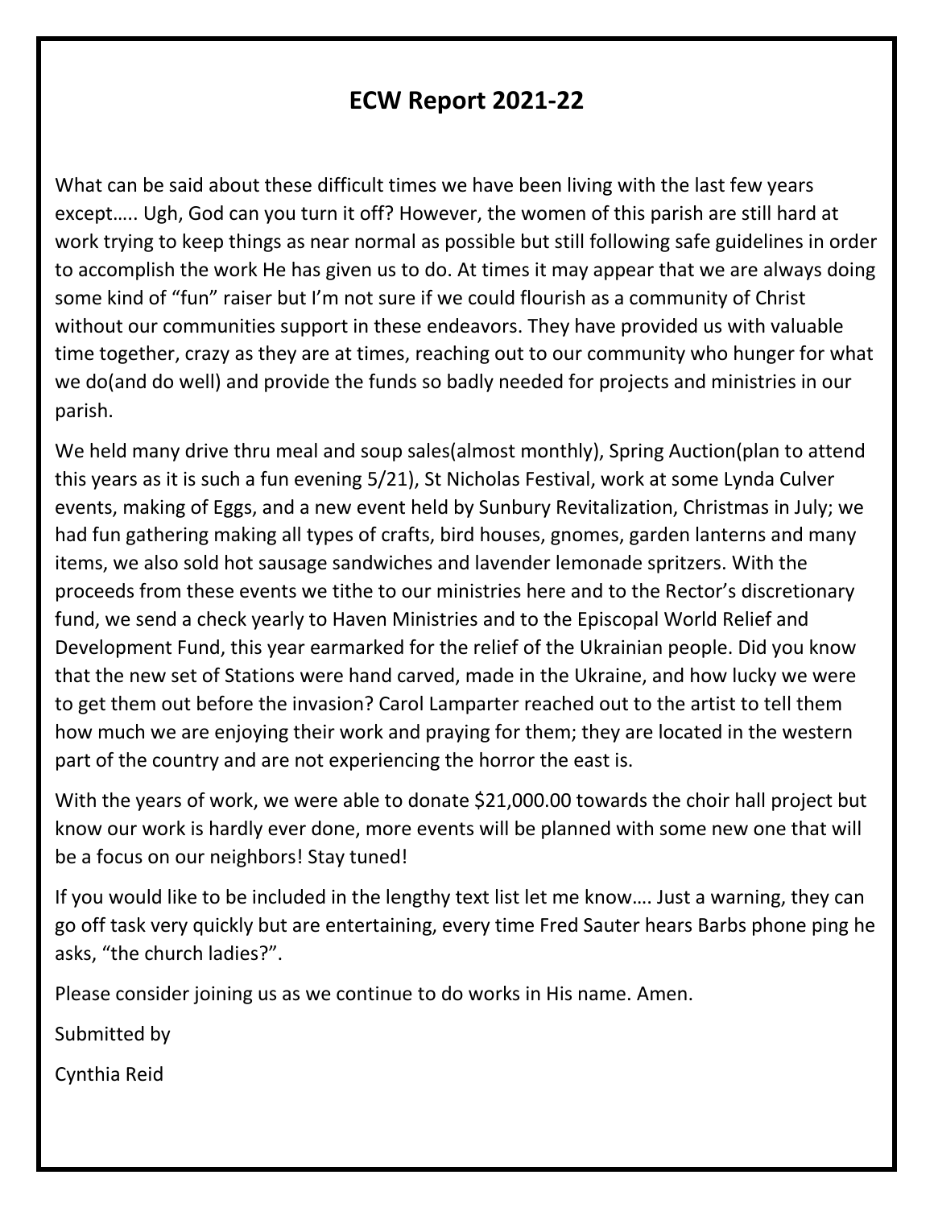# ECW Report 2021-22

What can be said about these difficult times we have been living with the last few years except….. Ugh, God can you turn it off? However, the women of this parish are still hard at work trying to keep things as near normal as possible but still following safe guidelines in order to accomplish the work He has given us to do. At times it may appear that we are always doing some kind of "fun" raiser but I'm not sure if we could flourish as a community of Christ without our communities support in these endeavors. They have provided us with valuable time together, crazy as they are at times, reaching out to our community who hunger for what we do(and do well) and provide the funds so badly needed for projects and ministries in our parish.

We held many drive thru meal and soup sales(almost monthly), Spring Auction(plan to attend this years as it is such a fun evening 5/21), St Nicholas Festival, work at some Lynda Culver events, making of Eggs, and a new event held by Sunbury Revitalization, Christmas in July; we had fun gathering making all types of crafts, bird houses, gnomes, garden lanterns and many items, we also sold hot sausage sandwiches and lavender lemonade spritzers. With the proceeds from these events we tithe to our ministries here and to the Rector's discretionary fund, we send a check yearly to Haven Ministries and to the Episcopal World Relief and Development Fund, this year earmarked for the relief of the Ukrainian people. Did you know that the new set of Stations were hand carved, made in the Ukraine, and how lucky we were to get them out before the invasion? Carol Lamparter reached out to the artist to tell them how much we are enjoying their work and praying for them; they are located in the western part of the country and are not experiencing the horror the east is.

With the years of work, we were able to donate $21,000.00 towards the choir hall project but know our work is hardly ever done, more events will be planned with some new one that will be a focus on our neighbors! Stay tuned!

If you would like to be included in the lengthy text list let me know…. Just a warning, they can go off task very quickly but are entertaining, every time Fred Sauter hears Barbs phone ping he asks, "the church ladies?".

Please consider joining us as we continue to do works in His name. Amen.

Submitted by

Cynthia Reid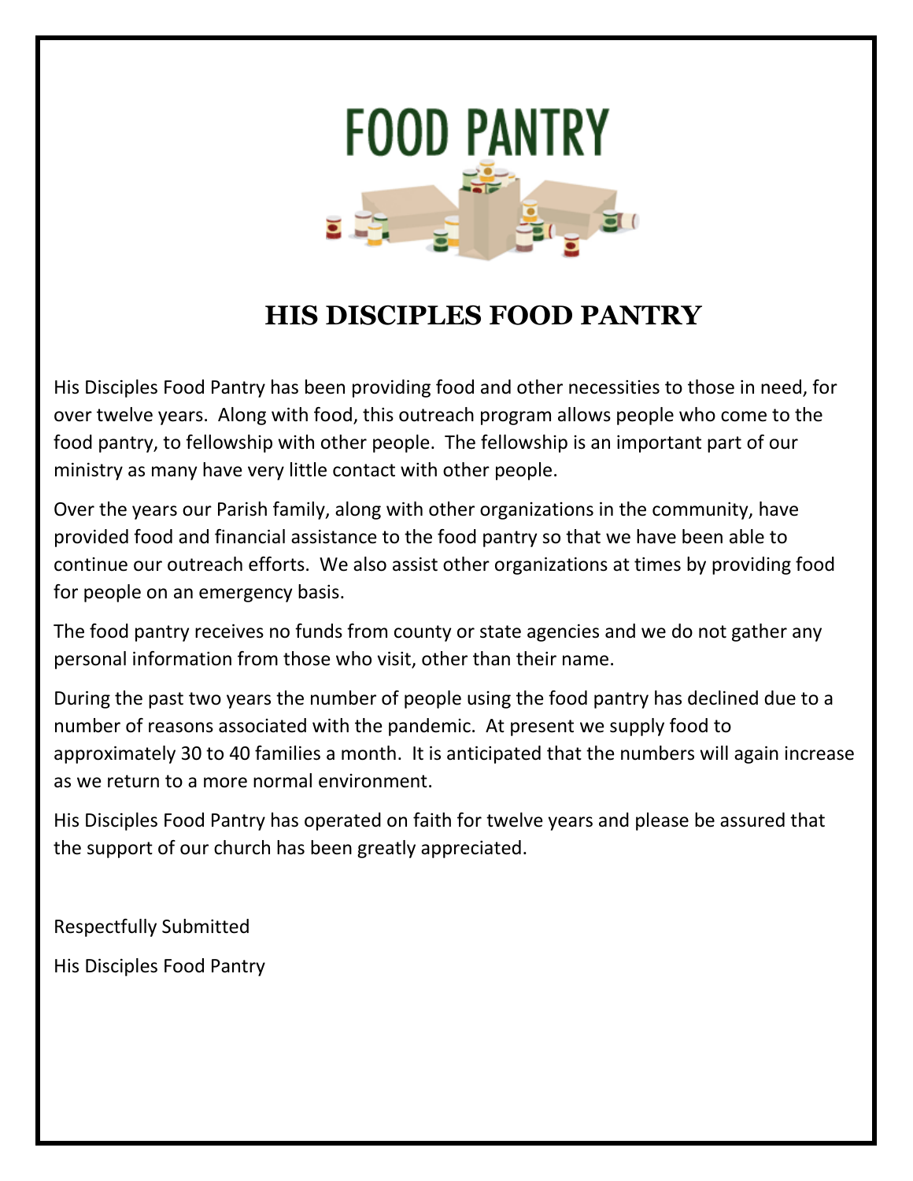# HIS DISCIPLES FOOD PANTRY

His Disciples Food Pantry has been providing food and other necessities to those in need, for over twelve years. Along with food, this outreach program allows people who come to the food pantry, to fellowship with other people. The fellowship is an important part of our ministry as many have very little contact with other people.

Over the years our Parish family, along with other organizations in the community, have provided food and financial assistance to the food pantry so that we have been able to continue our outreach efforts. We also assist other organizations at times by providing food for people on an emergency basis.

The food pantry receives no funds from county or state agencies and we do not gather any personal information from those who visit, other than their name.

During the past two years the number of people using the food pantry has declined due to a number of reasons associated with the pandemic. At present we supply food to approximately 30 to 40 families a month. It is anticipated that the numbers will again increase as we return to a more normal environment.

His Disciples Food Pantry has operated on faith for twelve years and please be assured that the support of our church has been greatly appreciated.

Respectfully Submitted

His Disciples Food Pantry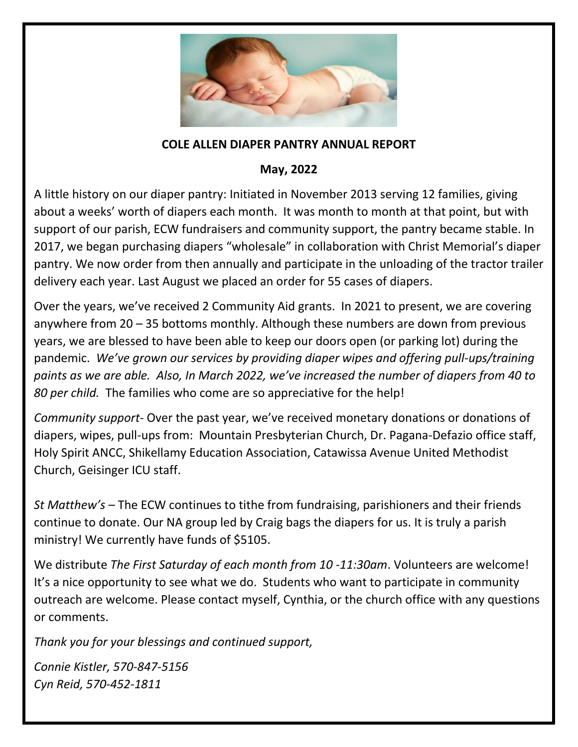**COLE ALLEN DIAPER PANTRY ANNUAL REPORT**

**May, 2022**

A little history on our diaper pantry: Initiated in November 2013 serving 12 families, giving about a weeks' worth of diapers each month. It was month to month at that point, but with support of our parish, ECW fundraisers and community support, the pantry became stable. In 2017, we began purchasing diapers "wholesale" in collaboration with Christ Memorial's diaper pantry. We now order from then annually and participate in the unloading of the tractor trailer delivery each year. Last August we placed an order for 55 cases of diapers.

Over the years, we've received 2 Community Aid grants. In 2021 to present, we are covering anywhere from 20 – 35 bottoms monthly. Although these numbers are down from previous years, we are blessed to have been able to keep our doors open (or parking lot) during the pandemic. *We've grown our services by providing diaper wipes and offering pull-ups/training paints as we are able. Also, In March 2022, we've increased the number of diapers from 40 to 80 per child.* The families who come are so appreciative for the help!

*Community support*- Over the past year, we've received monetary donations or donations of diapers, wipes, pull-ups from: Mountain Presbyterian Church, Dr. Pagana-Defazio office staff, Holy Spirit ANCC, Shikellamy Education Association, Catawissa Avenue United Methodist Church, Geisinger ICU staff.

*St Matthew's* – The ECW continues to tithe from fundraising, parishioners and their friends continue to donate. Our NA group led by Craig bags the diapers for us. It is truly a parish ministry! We currently have funds of $5105.

We distribute *The First Saturday of each month from 10 -11:30am*. Volunteers are welcome! It's a nice opportunity to see what we do. Students who want to participate in community outreach are welcome. Please contact myself, Cynthia, or the church office with any questions or comments.

*Thank you for your blessings and continued support,*

*Connie Kistler, 570-847-5156*
*Cyn Reid, 570-452-1811*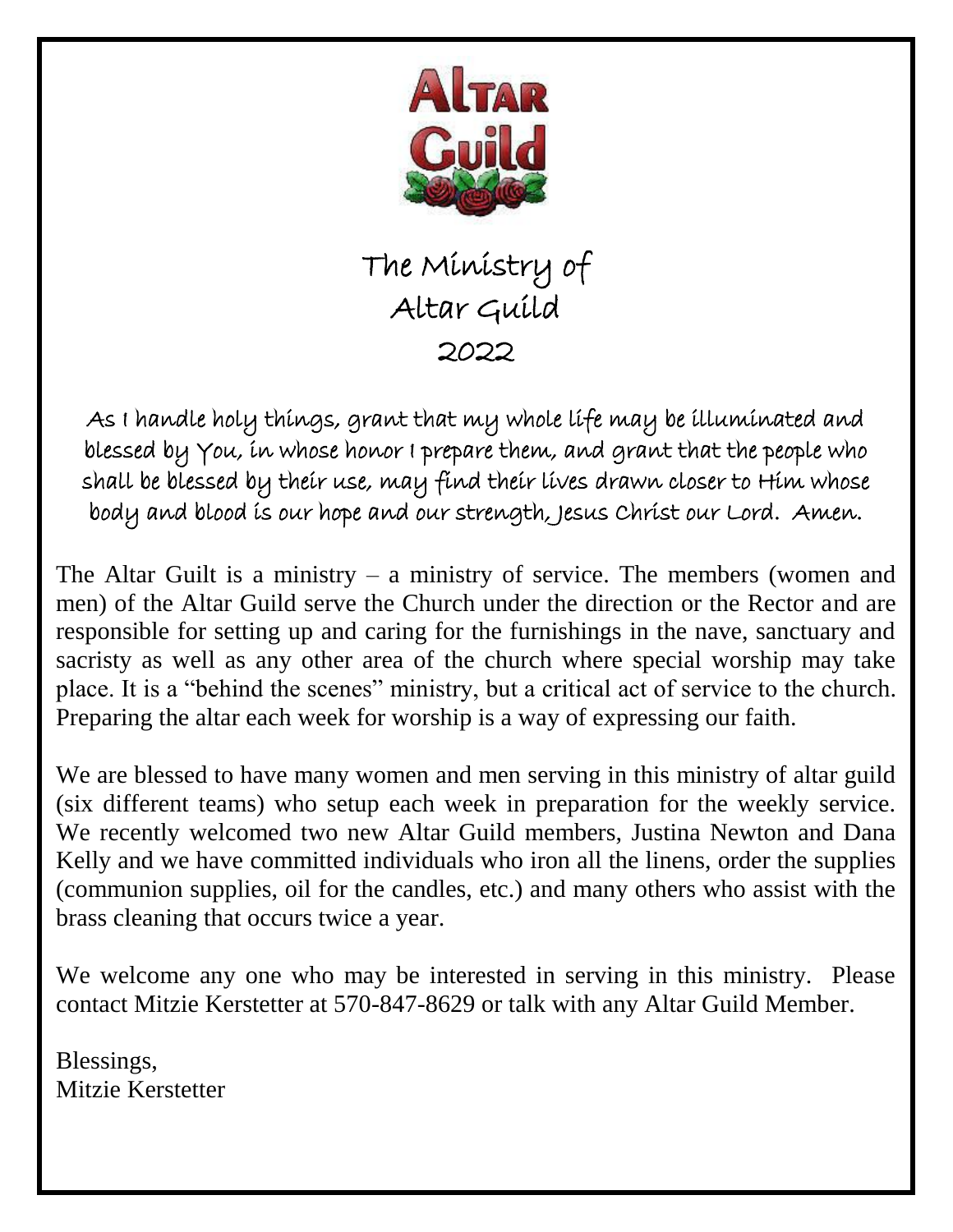# The Ministry of Altar Guild 2022

*As I handle holy things, grant that my whole life may be illuminated and blessed by You, in whose honor I prepare them, and grant that the people who shall be blessed by their use, may find their lives drawn closer to Him whose body and blood is our hope and our strength, Jesus Christ our Lord. Amen.*

The Altar Guilt is a ministry – a ministry of service. The members (women and men) of the Altar Guild serve the Church under the direction or the Rector and are responsible for setting up and caring for the furnishings in the nave, sanctuary and sacristy as well as any other area of the church where special worship may take place. It is a "behind the scenes" ministry, but a critical act of service to the church. Preparing the altar each week for worship is a way of expressing our faith.

We are blessed to have many women and men serving in this ministry of altar guild (six different teams) who setup each week in preparation for the weekly service. We recently welcomed two new Altar Guild members, Justina Newton and Dana Kelly and we have committed individuals who iron all the linens, order the supplies (communion supplies, oil for the candles, etc.) and many others who assist with the brass cleaning that occurs twice a year.

We welcome any one who may be interested in serving in this ministry. Please contact Mitzie Kerstetter at 570-847-8629 or talk with any Altar Guild Member.

Blessings,
Mitzie Kerstetter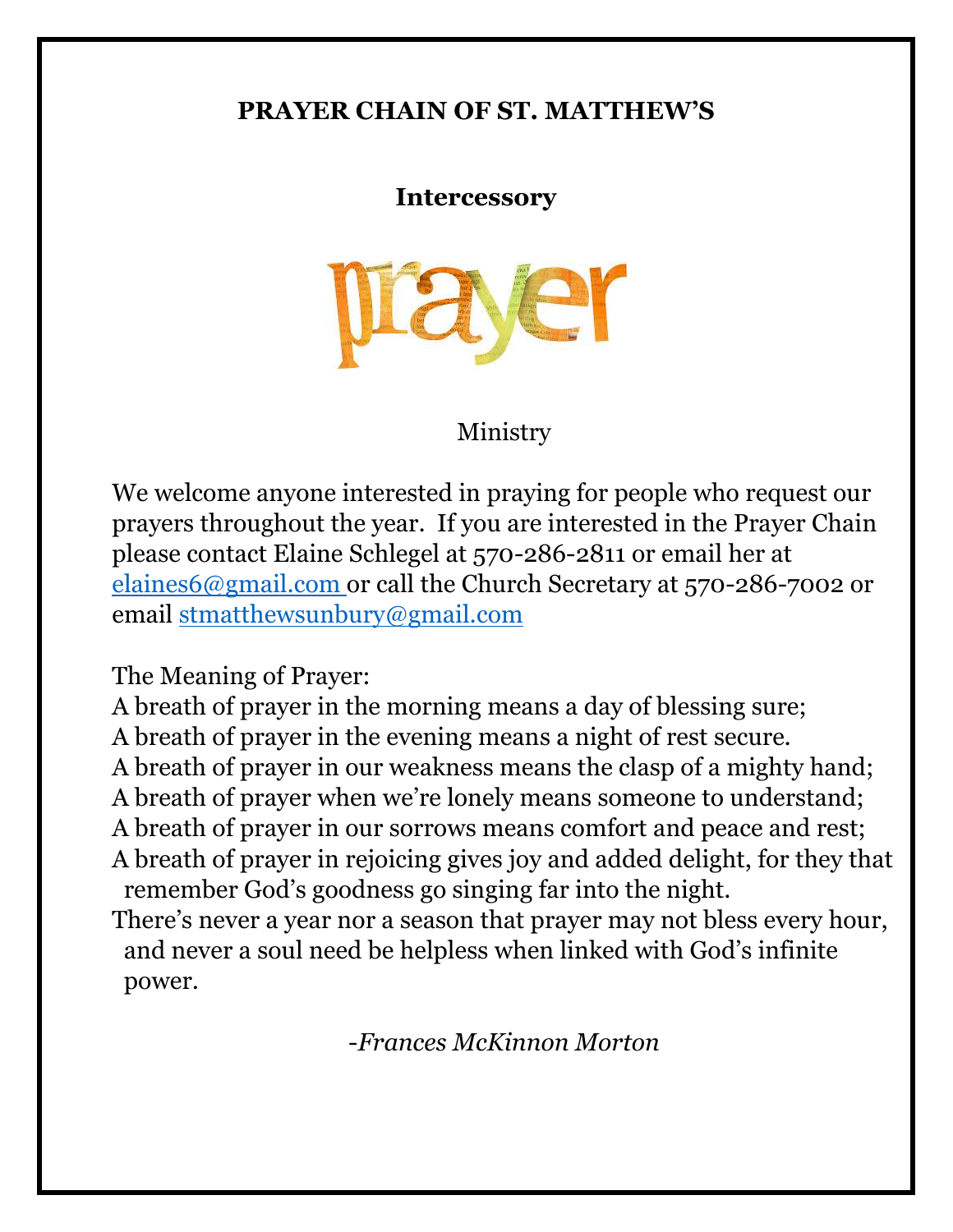## PRAYER CHAIN OF ST. MATTHEW'S

### Intercessory

prayer

Ministry

We welcome anyone interested in praying for people who request our prayers throughout the year. If you are interested in the Prayer Chain please contact Elaine Schlegel at 570-286-2811 or email her at elaines6@gmail.com or call the Church Secretary at 570-286-7002 or email stmatthewsunbury@gmail.com

The Meaning of Prayer:

A breath of prayer in the morning means a day of blessing sure;
A breath of prayer in the evening means a night of rest secure.
A breath of prayer in our weakness means the clasp of a mighty hand;
A breath of prayer when we're lonely means someone to understand;
A breath of prayer in our sorrows means comfort and peace and rest;
A breath of prayer in rejoicing gives joy and added delight, for they that remember God's goodness go singing far into the night.
There's never a year nor a season that prayer may not bless every hour, and never a soul need be helpless when linked with God's infinite power.

*-Frances McKinnon Morton*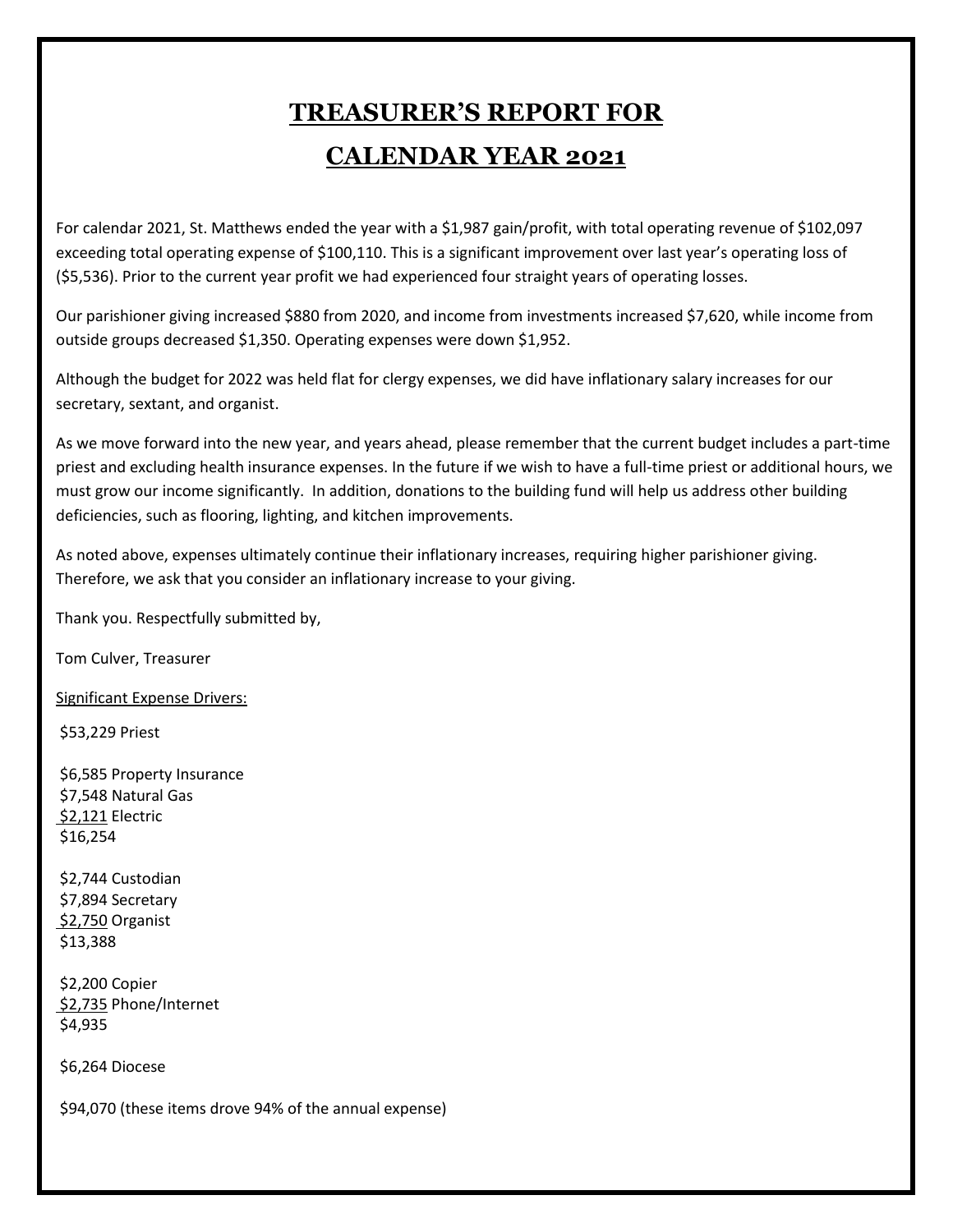# TREASURER'S REPORT FOR CALENDAR YEAR 2021

For calendar 2021, St. Matthews ended the year with a $1,987 gain/profit, with total operating revenue of $102,097 exceeding total operating expense of $100,110. This is a significant improvement over last year's operating loss of ($5,536). Prior to the current year profit we had experienced four straight years of operating losses.

Our parishioner giving increased $880 from 2020, and income from investments increased $7,620, while income from outside groups decreased $1,350. Operating expenses were down $1,952.

Although the budget for 2022 was held flat for clergy expenses, we did have inflationary salary increases for our secretary, sextant, and organist.

As we move forward into the new year, and years ahead, please remember that the current budget includes a part-time priest and excluding health insurance expenses. In the future if we wish to have a full-time priest or additional hours, we must grow our income significantly. In addition, donations to the building fund will help us address other building deficiencies, such as flooring, lighting, and kitchen improvements.

As noted above, expenses ultimately continue their inflationary increases, requiring higher parishioner giving. Therefore, we ask that you consider an inflationary increase to your giving.

Thank you. Respectfully submitted by,

Tom Culver, Treasurer

Significant Expense Drivers:

$53,229 Priest

$6,585 Property Insurance
$7,548 Natural Gas
$2,121 Electric
$16,254

$2,744 Custodian
$7,894 Secretary
$2,750 Organist
$13,388

$2,200 Copier
$2,735 Phone/Internet
$4,935

$6,264 Diocese

$94,070 (these items drove 94% of the annual expense)